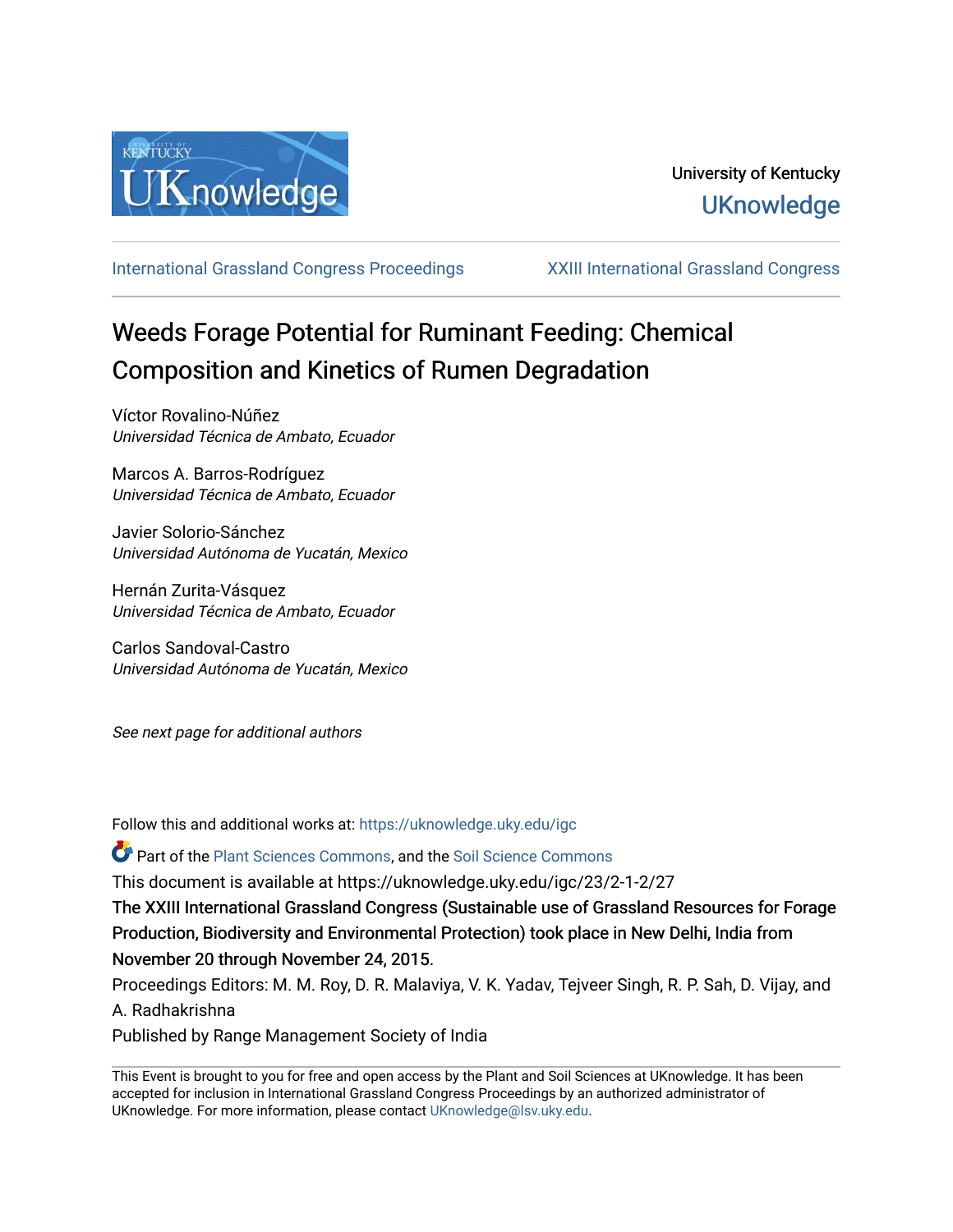University of Kentucky
UKnowledge

International Grassland Congress Proceedings | XXIII International Grassland Congress

# Weeds Forage Potential for Ruminant Feeding: Chemical Composition and Kinetics of Rumen Degradation

Víctor Rovalino-Núñez
*Universidad Técnica de Ambato, Ecuador*

Marcos A. Barros-Rodríguez
*Universidad Técnica de Ambato, Ecuador*

Javier Solorio-Sánchez
*Universidad Autónoma de Yucatán, Mexico*

Hernán Zurita-Vásquez
*Universidad Técnica de Ambato, Ecuador*

Carlos Sandoval-Castro
*Universidad Autónoma de Yucatán, Mexico*

*See next page for additional authors*

Follow this and additional works at: https://uknowledge.uky.edu/igc

Part of the Plant Sciences Commons, and the Soil Science Commons

This document is available at https://uknowledge.uky.edu/igc/23/2-1-2/27

The XXIII International Grassland Congress (Sustainable use of Grassland Resources for Forage Production, Biodiversity and Environmental Protection) took place in New Delhi, India from November 20 through November 24, 2015.

Proceedings Editors: M. M. Roy, D. R. Malaviya, V. K. Yadav, Tejveer Singh, R. P. Sah, D. Vijay, and A. Radhakrishna

Published by Range Management Society of India

This Event is brought to you for free and open access by the Plant and Soil Sciences at UKnowledge. It has been accepted for inclusion in International Grassland Congress Proceedings by an authorized administrator of UKnowledge. For more information, please contact UKnowledge@lsv.uky.edu.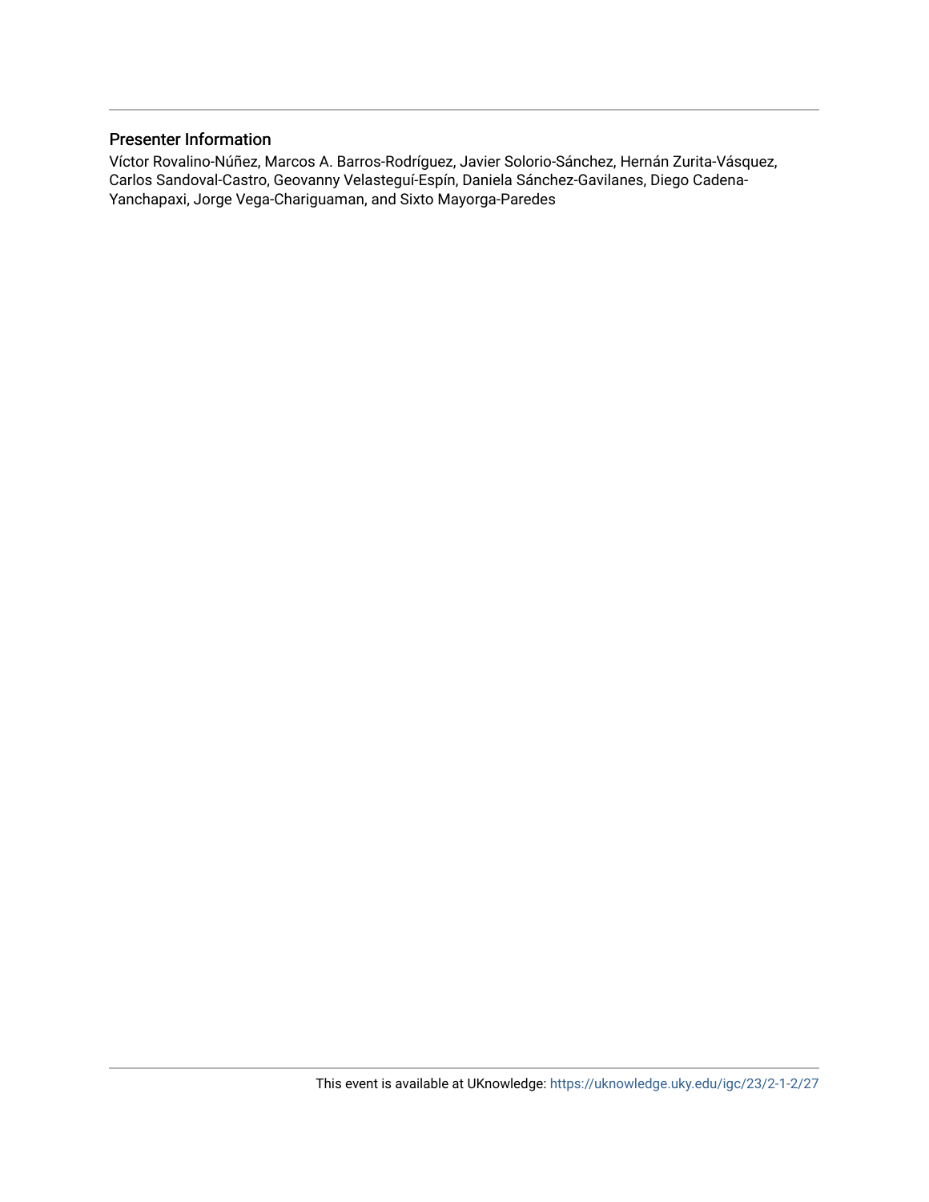## Presenter Information

Víctor Rovalino-Núñez, Marcos A. Barros-Rodríguez, Javier Solorio-Sánchez, Hernán Zurita-Vásquez, Carlos Sandoval-Castro, Geovanny Velasteguí-Espín, Daniela Sánchez-Gavilanes, Diego Cadena-Yanchapaxi, Jorge Vega-Chariguaman, and Sixto Mayorga-Paredes

This event is available at UKnowledge: https://uknowledge.uky.edu/igc/23/2-1-2/27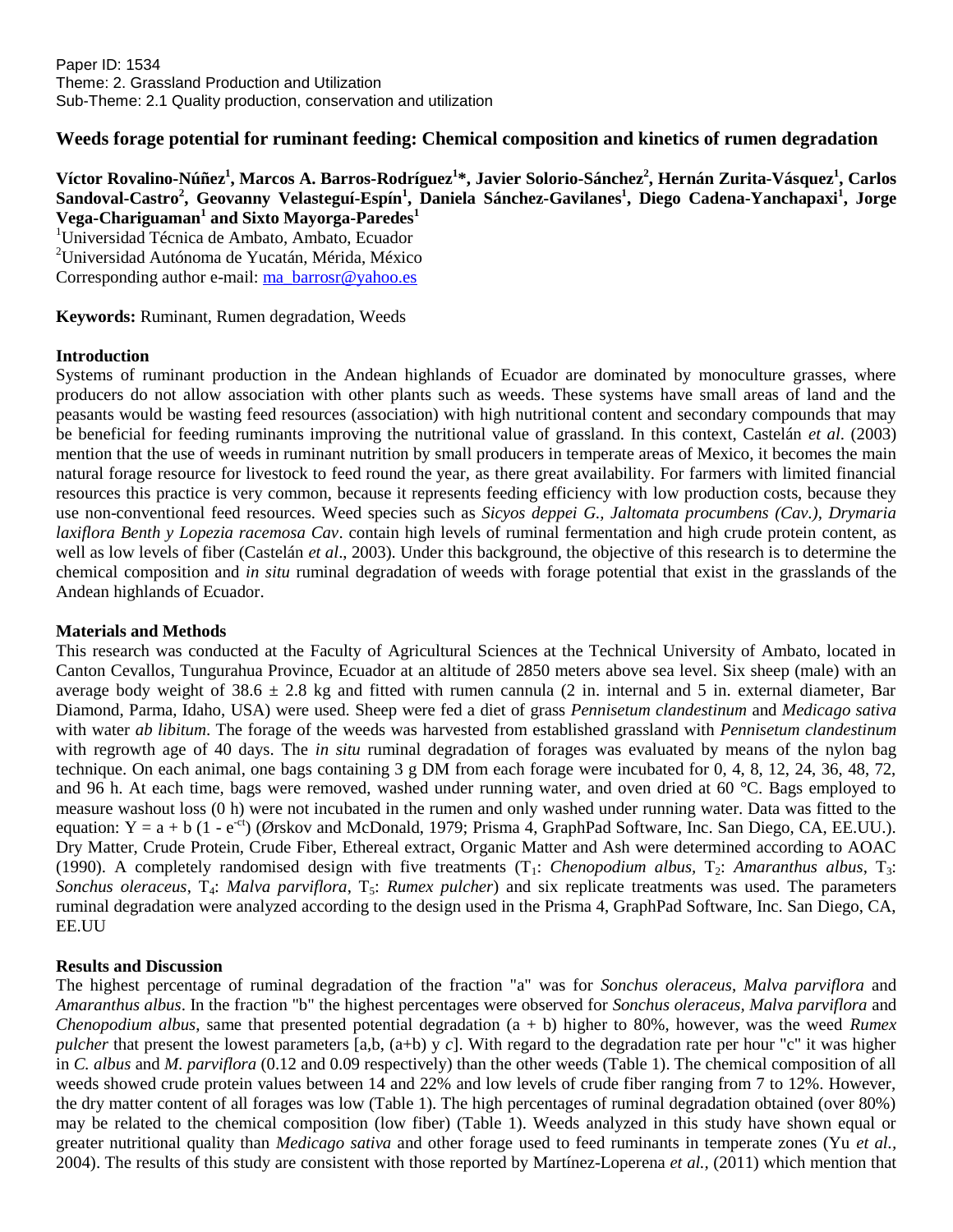Paper ID: 1534
Theme: 2. Grassland Production and Utilization
Sub-Theme: 2.1 Quality production, conservation and utilization

# Weeds forage potential for ruminant feeding: Chemical composition and kinetics of rumen degradation

**Víctor Rovalino-Núñez[1], Marcos A. Barros-Rodríguez[1]*, Javier Solorio-Sánchez[2], Hernán Zurita-Vásquez[1], Carlos Sandoval-Castro[2], Geovanny Velasteguí-Espín[1], Daniela Sánchez-Gavilanes[1], Diego Cadena-Yanchapaxi[1], Jorge Vega-Chariguaman[1] and Sixto Mayorga-Paredes[1]**

[1]Universidad Técnica de Ambato, Ambato, Ecuador
[2]Universidad Autónoma de Yucatán, Mérida, México
Corresponding author e-mail: ma_barrosr@yahoo.es

**Keywords:** Ruminant, Rumen degradation, Weeds

## Introduction

Systems of ruminant production in the Andean highlands of Ecuador are dominated by monoculture grasses, where producers do not allow association with other plants such as weeds. These systems have small areas of land and the peasants would be wasting feed resources (association) with high nutritional content and secondary compounds that may be beneficial for feeding ruminants improving the nutritional value of grassland. In this context, Castelán *et al*. (2003) mention that the use of weeds in ruminant nutrition by small producers in temperate areas of Mexico, it becomes the main natural forage resource for livestock to feed round the year, as there great availability. For farmers with limited financial resources this practice is very common, because it represents feeding efficiency with low production costs, because they use non-conventional feed resources. Weed species such as *Sicyos deppei G., Jaltomata procumbens (Cav.), Drymaria laxiflora Benth y Lopezia racemosa Cav*. contain high levels of ruminal fermentation and high crude protein content, as well as low levels of fiber (Castelán *et al*., 2003). Under this background, the objective of this research is to determine the chemical composition and *in situ* ruminal degradation of weeds with forage potential that exist in the grasslands of the Andean highlands of Ecuador.

## Materials and Methods

This research was conducted at the Faculty of Agricultural Sciences at the Technical University of Ambato, located in Canton Cevallos, Tungurahua Province, Ecuador at an altitude of 2850 meters above sea level. Six sheep (male) with an average body weight of $38.6 \pm 2.8$ kg and fitted with rumen cannula (2 in. internal and 5 in. external diameter, Bar Diamond, Parma, Idaho, USA) were used. Sheep were fed a diet of grass *Pennisetum clandestinum* and *Medicago sativa* with water *ab libitum*. The forage of the weeds was harvested from established grassland with *Pennisetum clandestinum* with regrowth age of 40 days. The *in situ* ruminal degradation of forages was evaluated by means of the nylon bag technique. On each animal, one bags containing 3 g DM from each forage were incubated for 0, 4, 8, 12, 24, 36, 48, 72, and 96 h. At each time, bags were removed, washed under running water, and oven dried at 60 °C. Bags employed to measure washout loss (0 h) were not incubated in the rumen and only washed under running water. Data was fitted to the equation: $Y = a + b\,(1 - e^{-ct})$ (Ørskov and McDonald, 1979; Prisma 4, GraphPad Software, Inc. San Diego, CA, EE.UU.). Dry Matter, Crude Protein, Crude Fiber, Ethereal extract, Organic Matter and Ash were determined according to AOAC (1990). A completely randomised design with five treatments ($T_1$: *Chenopodium albus*, $T_2$: *Amaranthus albus*, $T_3$: *Sonchus oleraceus*, $T_4$: *Malva parviflora*, $T_5$: *Rumex pulcher*) and six replicate treatments was used. The parameters ruminal degradation were analyzed according to the design used in the Prisma 4, GraphPad Software, Inc. San Diego, CA, EE.UU

## Results and Discussion

The highest percentage of ruminal degradation of the fraction "a" was for *Sonchus oleraceus*, *Malva parviflora* and *Amaranthus albus*. In the fraction "b" the highest percentages were observed for *Sonchus oleraceus, Malva parviflora* and *Chenopodium albus*, same that presented potential degradation (a + b) higher to 80%, however, was the weed *Rumex pulcher* that present the lowest parameters [a,b, (a+b) y *c*]. With regard to the degradation rate per hour "c" it was higher in *C. albus* and *M. parviflora* (0.12 and 0.09 respectively) than the other weeds (Table 1). The chemical composition of all weeds showed crude protein values between 14 and 22% and low levels of crude fiber ranging from 7 to 12%. However, the dry matter content of all forages was low (Table 1). The high percentages of ruminal degradation obtained (over 80%) may be related to the chemical composition (low fiber) (Table 1). Weeds analyzed in this study have shown equal or greater nutritional quality than *Medicago sativa* and other forage used to feed ruminants in temperate zones (Yu *et al.,* 2004). The results of this study are consistent with those reported by Martínez-Loperena *et al.,* (2011) which mention that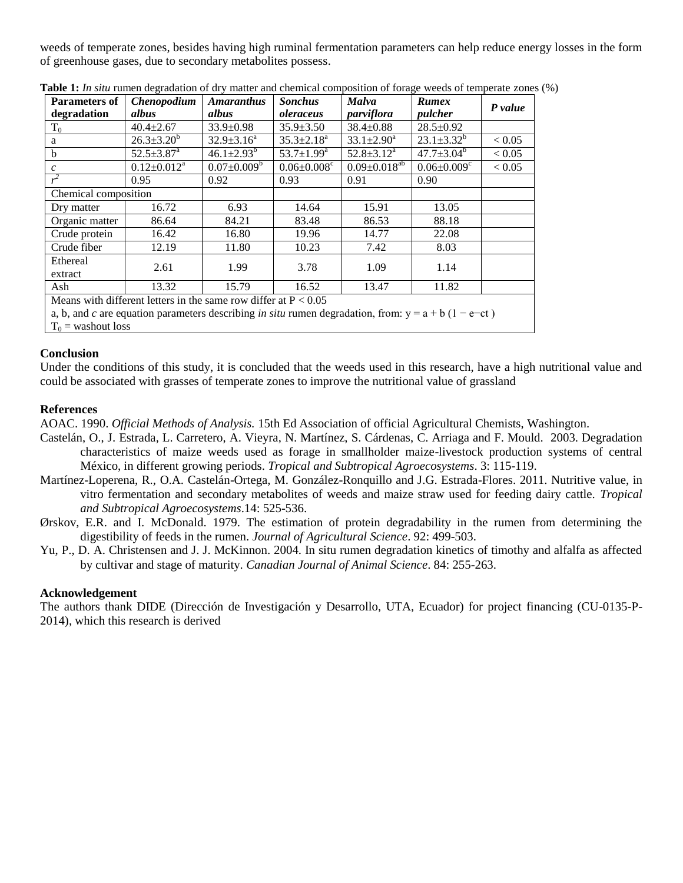weeds of temperate zones, besides having high ruminal fermentation parameters can help reduce energy losses in the form of greenhouse gases, due to secondary metabolites possess.

**Table 1:** *In situ* rumen degradation of dry matter and chemical composition of forage weeds of temperate zones (%)

| Parameters of degradation | *Chenopodium albus* | *Amaranthus albus* | *Sonchus oleraceus* | *Malva parviflora* | *Rumex pulcher* | *P value* |
|---|---|---|---|---|---|---|
| $T_0$ | 40.4±2.67 | 33.9±0.98 | 35.9±3.50 | 38.4±0.88 | 28.5±0.92 | |
| a | 26.3±3.20[b] | 32.9±3.16[a] | 35.3±2.18[a] | 33.1±2.90[a] | 23.1±3.32[b] | < 0.05 |
| b | 52.5±3.87[a] | 46.1±2.93[b] | 53.7±1.99[a] | 52.8±3.12[a] | 47.7±3.04[b] | < 0.05 |
| *c* | 0.12±0.012[a] | 0.07±0.009[b] | 0.06±0.008[c] | 0.09±0.018[ab] | 0.06±0.009[c] | < 0.05 |
| $r^2$ | 0.95 | 0.92 | 0.93 | 0.91 | 0.90 | |
| Chemical composition | | | | | | |
| Dry matter | 16.72 | 6.93 | 14.64 | 15.91 | 13.05 | |
| Organic matter | 86.64 | 84.21 | 83.48 | 86.53 | 88.18 | |
| Crude protein | 16.42 | 16.80 | 19.96 | 14.77 | 22.08 | |
| Crude fiber | 12.19 | 11.80 | 10.23 | 7.42 | 8.03 | |
| Ethereal extract | 2.61 | 1.99 | 3.78 | 1.09 | 1.14 | |
| Ash | 13.32 | 15.79 | 16.52 | 13.47 | 11.82 | |

Means with different letters in the same row differ at $P < 0.05$

a, b, and *c* are equation parameters describing *in situ* rumen degradation, from: $y = a + b\,(1 - e^{-ct})$

$T_0$ = washout loss

## Conclusion

Under the conditions of this study, it is concluded that the weeds used in this research, have a high nutritional value and could be associated with grasses of temperate zones to improve the nutritional value of grassland

## References

AOAC. 1990. *Official Methods of Analysis.* 15th Ed Association of official Agricultural Chemists, Washington.

Castelán, O., J. Estrada, L. Carretero, A. Vieyra, N. Martínez, S. Cárdenas, C. Arriaga and F. Mould. 2003. Degradation characteristics of maize weeds used as forage in smallholder maize-livestock production systems of central México, in different growing periods. *Tropical and Subtropical Agroecosystems*. 3: 115-119.

Martínez-Loperena, R., O.A. Castelán-Ortega, M. González-Ronquillo and J.G. Estrada-Flores. 2011. Nutritive value, in vitro fermentation and secondary metabolites of weeds and maize straw used for feeding dairy cattle. *Tropical and Subtropical Agroecosystems*.14: 525-536.

Ørskov, E.R. and I. McDonald. 1979. The estimation of protein degradability in the rumen from determining the digestibility of feeds in the rumen. *Journal of Agricultural Science*. 92: 499-503.

Yu, P., D. A. Christensen and J. J. McKinnon. 2004. In situ rumen degradation kinetics of timothy and alfalfa as affected by cultivar and stage of maturity. *Canadian Journal of Animal Science*. 84: 255-263.

## Acknowledgement

The authors thank DIDE (Dirección de Investigación y Desarrollo, UTA, Ecuador) for project financing (CU-0135-P-2014), which this research is derived